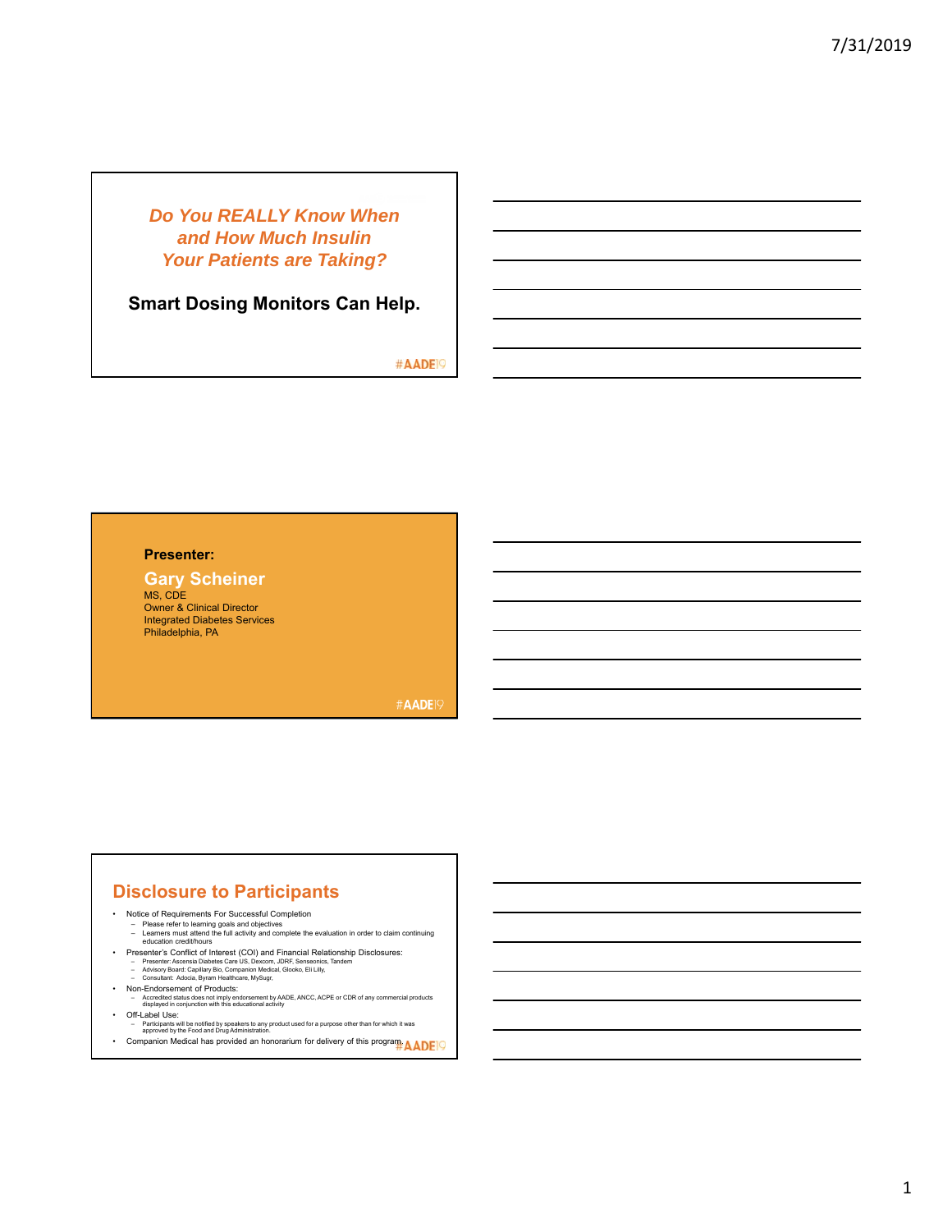# *Do You REALLY Know When and How Much Insulin Your Patients are Taking?*

**Smart Dosing Monitors Can Help.**

#AADE19

---

**Presenter:**

**Gary Scheiner**
MS, CDE
Owner & Clinical Director
Integrated Diabetes Services
Philadelphia, PA

#AADE19

---

## Disclosure to Participants

- Notice of Requirements For Successful Completion
  - Please refer to learning goals and objectives
  - Learners must attend the full activity and complete the evaluation in order to claim continuing education credit/hours
- Presenter's Conflict of Interest (COI) and Financial Relationship Disclosures:
  - Presenter: Ascensia Diabetes Care US, Dexcom, JDRF, Senseonics, Tandem
  - Advisory Board: Capillary Bio, Companion Medical, Glooko, Eli Lilly,
  - Consultant: Adocia, Byram Healthcare, MySugr,
- Non-Endorsement of Products:
  - Accredited status does not imply endorsement by AADE, ANCC, ACPE or CDR of any commercial products displayed in conjunction with this educational activity
- Off-Label Use:
  - Participants will be notified by speakers to any product used for a purpose other than for which it was approved by the Food and Drug Administration.
- Companion Medical has provided an honorarium for delivery of this program.

#AADE19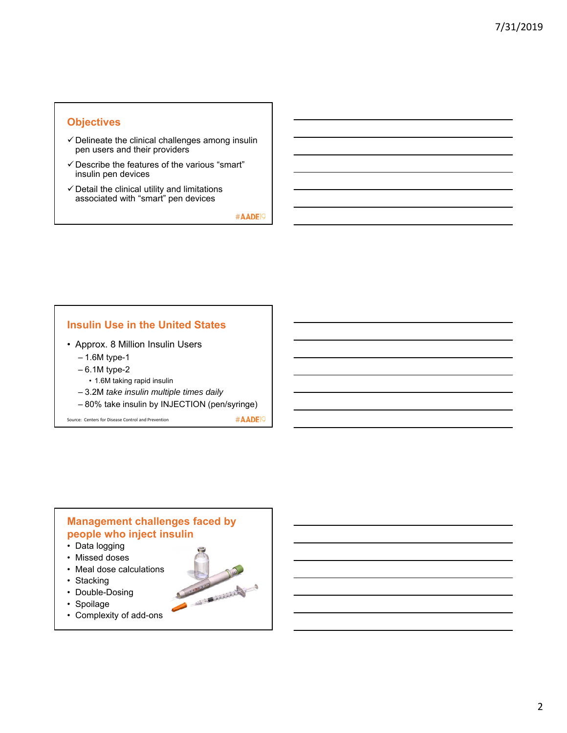## Objectives

- ✓ Delineate the clinical challenges among insulin pen users and their providers
- ✓ Describe the features of the various "smart" insulin pen devices
- ✓ Detail the clinical utility and limitations associated with "smart" pen devices

#AADE19

## Insulin Use in the United States

- Approx. 8 Million Insulin Users
  - 1.6M type-1
  - 6.1M type-2
    - 1.6M taking rapid insulin
  - 3.2M *take insulin multiple times daily*
  - 80% take insulin by INJECTION (pen/syringe)

Source: Centers for Disease Control and Prevention

#AADE19

## Management challenges faced by people who inject insulin

- Data logging
- Missed doses
- Meal dose calculations
- Stacking
- Double-Dosing
- Spoilage
- Complexity of add-ons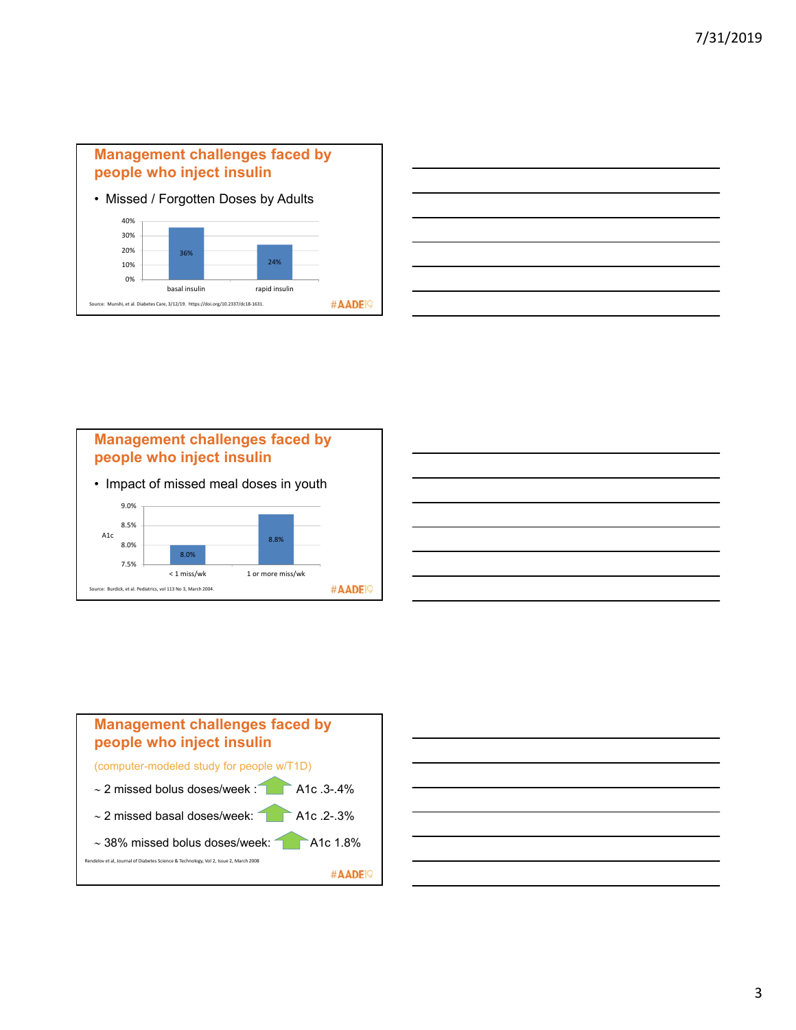## Management challenges faced by people who inject insulin

- Missed / Forgotten Doses by Adults

| | basal insulin | rapid insulin |
|---|---|---|
| Missed / Forgotten Doses | 36% | 24% |

Source: Munshi, et al. Diabetes Care, 3/12/19. https://doi.org/10.2337/dc18-1631.

#AADE19

## Management challenges faced by people who inject insulin

- Impact of missed meal doses in youth

| | < 1 miss/wk | 1 or more miss/wk |
|---|---|---|
| A1c | 8.0% | 8.8% |

Source: Burdick, et al. Pediatrics, vol 113 No 3, March 2004.

#AADE19

## Management challenges faced by people who inject insulin

(computer-modeled study for people w/T1D)

~ 2 missed bolus doses/week : ↑ A1c .3-.4%

~ 2 missed basal doses/week: ↑ A1c .2-.3%

~ 38% missed bolus doses/week: ↑ A1c 1.8%

Rendelov et al, Journal of Diabetes Science & Technology, Vol 2, Issue 2, March 2008

#AADE19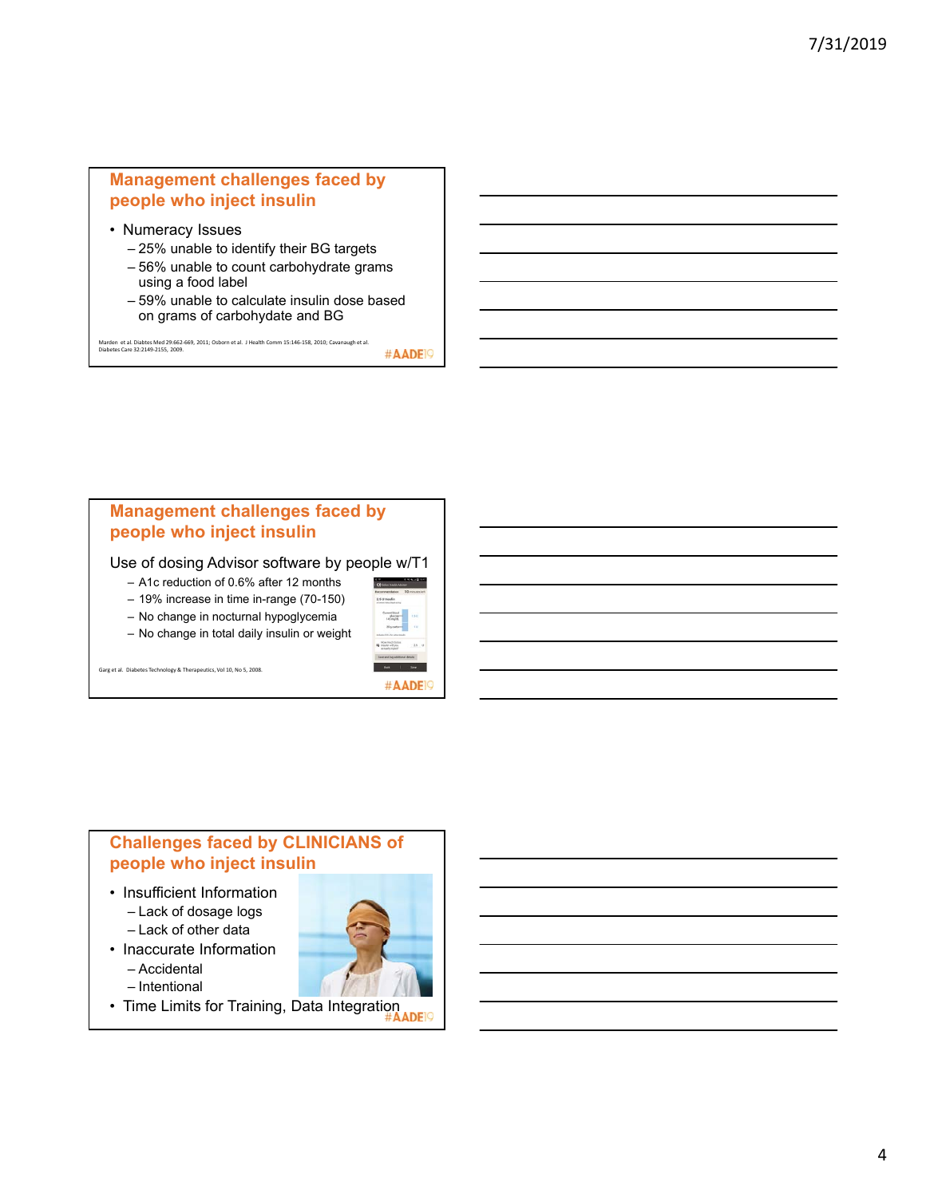## Management challenges faced by people who inject insulin

- Numeracy Issues
  - 25% unable to identify their BG targets
  - 56% unable to count carbohydrate grams using a food label
  - 59% unable to calculate insulin dose based on grams of carbohydate and BG

Marden et al. Diabtes Med 29:662-669, 2011; Osborn et al. J Health Comm 15:146-158, 2010; Cavanaugh et al. Diabetes Care 32:2149-2155, 2009.

#AADE19

## Management challenges faced by people who inject insulin

Use of dosing Advisor software by people w/T1

- A1c reduction of 0.6% after 12 months
- 19% increase in time in-range (70-150)
- No change in nocturnal hypoglycemia
- No change in total daily insulin or weight

Garg et al. Diabetes Technology & Therapeutics, Vol 10, No 5, 2008.

#AADE19

## Challenges faced by CLINICIANS of people who inject insulin

- Insufficient Information
  - Lack of dosage logs
  - Lack of other data
- Inaccurate Information
  - Accidental
  - Intentional
- Time Limits for Training, Data Integration

#AADE19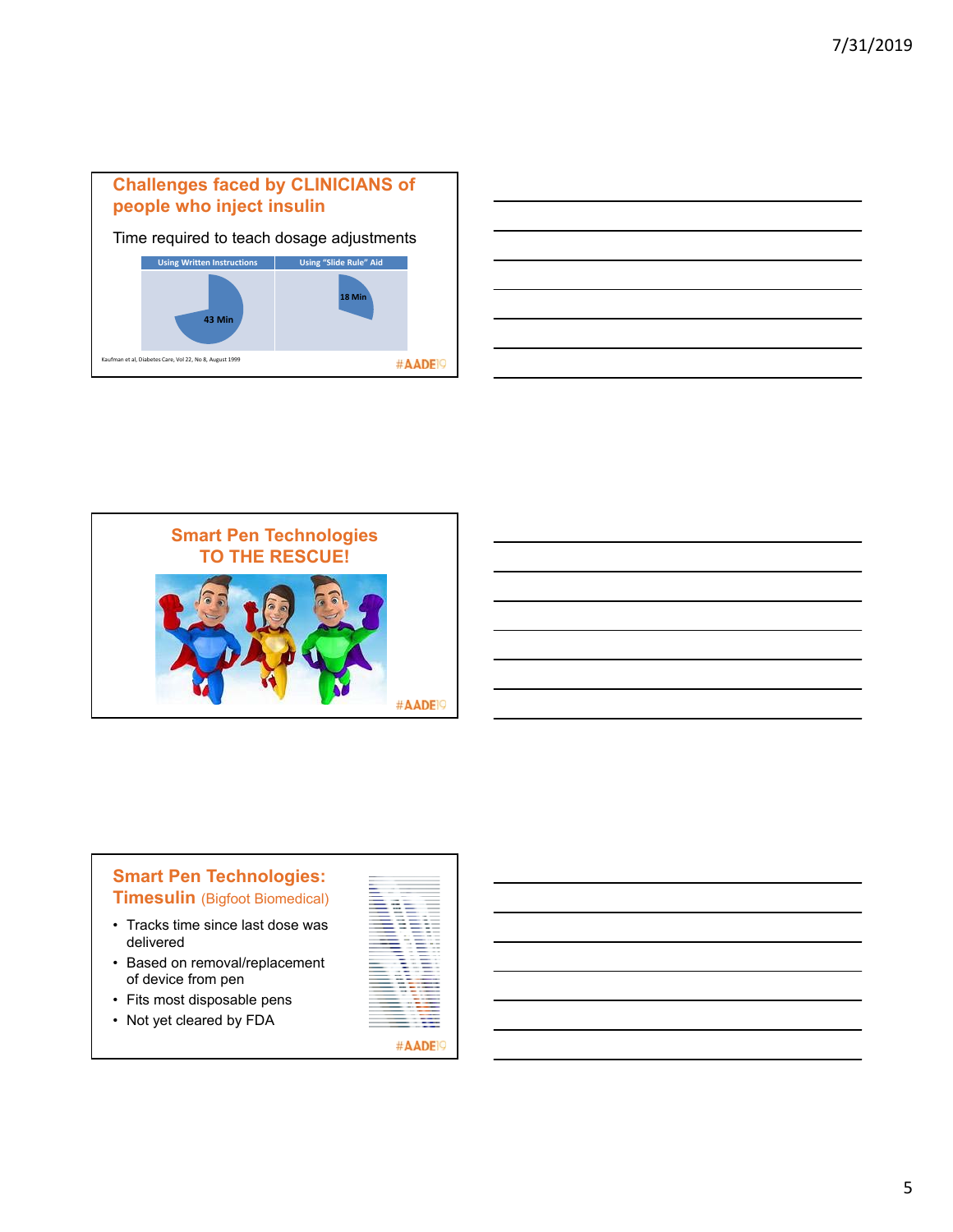## Challenges faced by CLINICIANS of people who inject insulin

Time required to teach dosage adjustments

| Using Written Instructions | Using "Slide Rule" Aid |
| --- | --- |
| 43 Min | 18 Min |

Kaufman et al, Diabetes Care, Vol 22, No 8, August 1999

#AADE19

## Smart Pen Technologies TO THE RESCUE!

#AADE19

## Smart Pen Technologies: Timesulin (Bigfoot Biomedical)

- Tracks time since last dose was delivered
- Based on removal/replacement of device from pen
- Fits most disposable pens
- Not yet cleared by FDA

#AADE19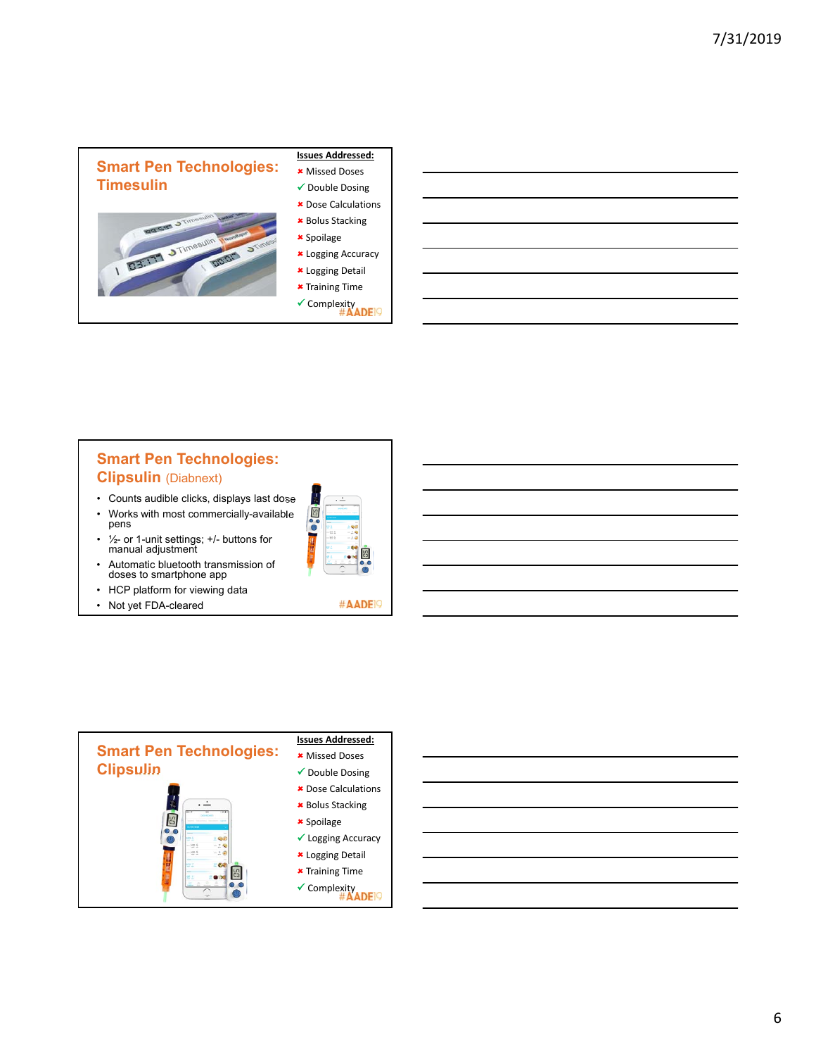## Smart Pen Technologies: Timesulin

**Issues Addressed:**

- ✖ Missed Doses
- ✓ Double Dosing
- ✖ Dose Calculations
- ✖ Bolus Stacking
- ✖ Spoilage
- ✖ Logging Accuracy
- ✖ Logging Detail
- ✖ Training Time
- ✓ Complexity

#AADE19

## Smart Pen Technologies: Clipsulin (Diabnext)

- Counts audible clicks, displays last dose
- Works with most commercially-available pens
- ½- or 1-unit settings; +/- buttons for manual adjustment
- Automatic bluetooth transmission of doses to smartphone app
- HCP platform for viewing data
- Not yet FDA-cleared

#AADE19

## Smart Pen Technologies: Clipsulin

**Issues Addressed:**

- ✖ Missed Doses
- ✓ Double Dosing
- ✖ Dose Calculations
- ✖ Bolus Stacking
- ✖ Spoilage
- ✓ Logging Accuracy
- ✖ Logging Detail
- ✖ Training Time
- ✓ Complexity

#AADE19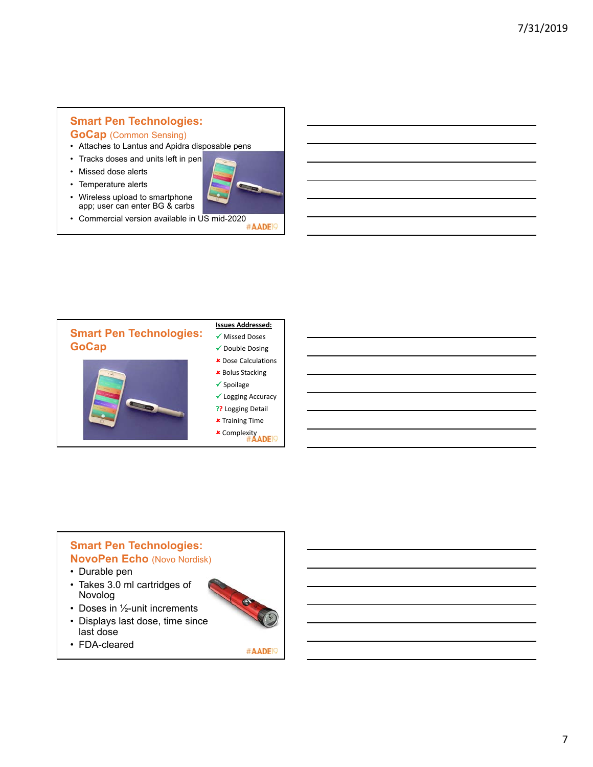## Smart Pen Technologies: GoCap (Common Sensing)

- Attaches to Lantus and Apidra disposable pens
- Tracks doses and units left in pen
- Missed dose alerts
- Temperature alerts
- Wireless upload to smartphone app; user can enter BG & carbs
- Commercial version available in US mid-2020

#AADE19

## Smart Pen Technologies: GoCap

**Issues Addressed:**

- ✓ Missed Doses
- ✓ Double Dosing
- ✖ Dose Calculations
- ✖ Bolus Stacking
- ✓ Spoilage
- ✓ Logging Accuracy
- ?? Logging Detail
- ✖ Training Time
- ✖ Complexity

#AADE19

## Smart Pen Technologies: NovoPen Echo (Novo Nordisk)

- Durable pen
- Takes 3.0 ml cartridges of Novolog
- Doses in ½-unit increments
- Displays last dose, time since last dose
- FDA-cleared

#AADE19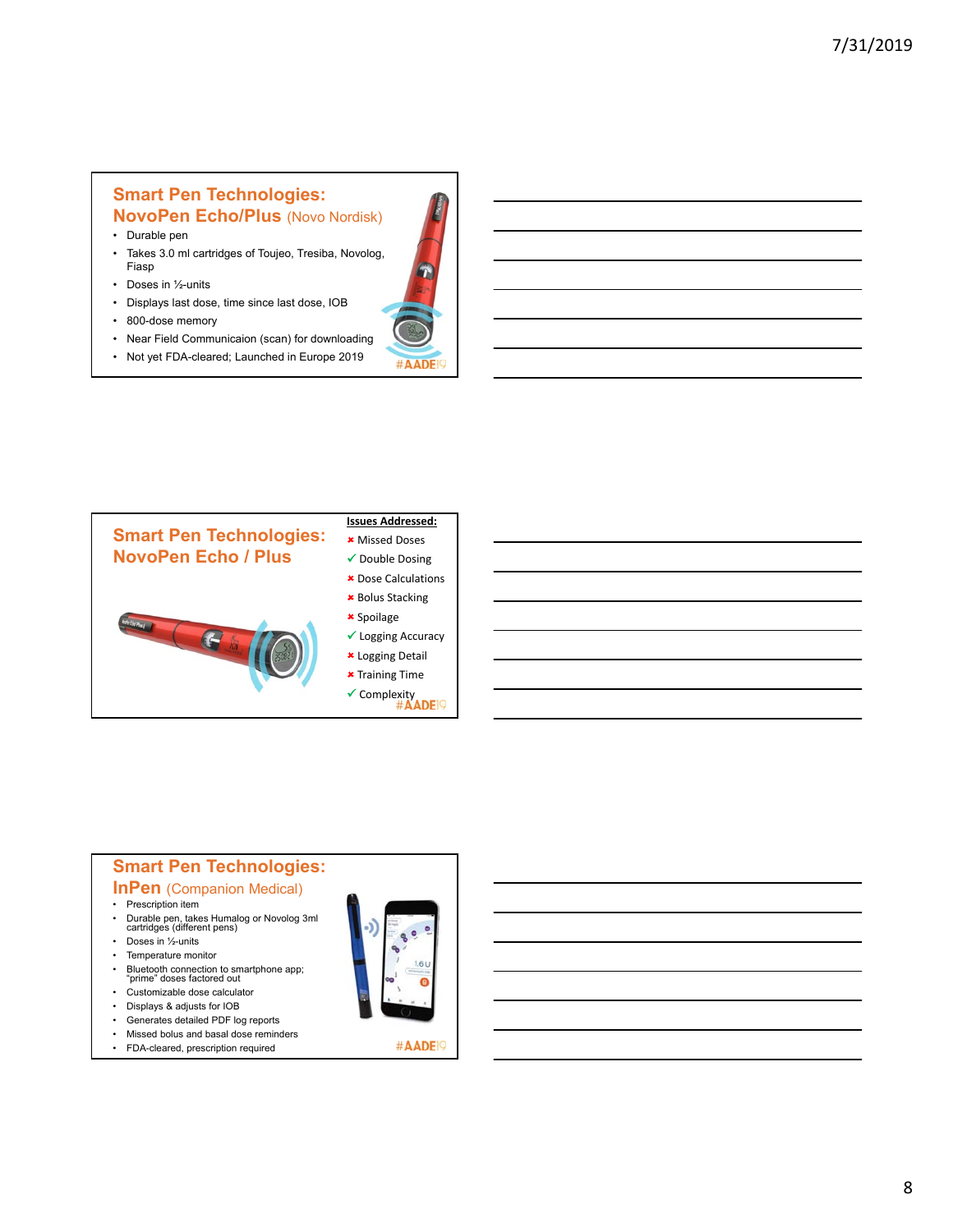## Smart Pen Technologies: NovoPen Echo/Plus (Novo Nordisk)

- Durable pen
- Takes 3.0 ml cartridges of Toujeo, Tresiba, Novolog, Fiasp
- Doses in ½-units
- Displays last dose, time since last dose, IOB
- 800-dose memory
- Near Field Communicaion (scan) for downloading
- Not yet FDA-cleared; Launched in Europe 2019

#AADE19

## Smart Pen Technologies: NovoPen Echo / Plus

**Issues Addressed:**

- ✖ Missed Doses
- ✓ Double Dosing
- ✖ Dose Calculations
- ✖ Bolus Stacking
- ✖ Spoilage
- ✓ Logging Accuracy
- ✖ Logging Detail
- ✖ Training Time
- ✓ Complexity

#AADE19

## Smart Pen Technologies: InPen (Companion Medical)

- Prescription item
- Durable pen, takes Humalog or Novolog 3ml cartridges (different pens)
- Doses in ½-units
- Temperature monitor
- Bluetooth connection to smartphone app; "prime" doses factored out
- Customizable dose calculator
- Displays & adjusts for IOB
- Generates detailed PDF log reports
- Missed bolus and basal dose reminders
- FDA-cleared, prescription required

#AADE19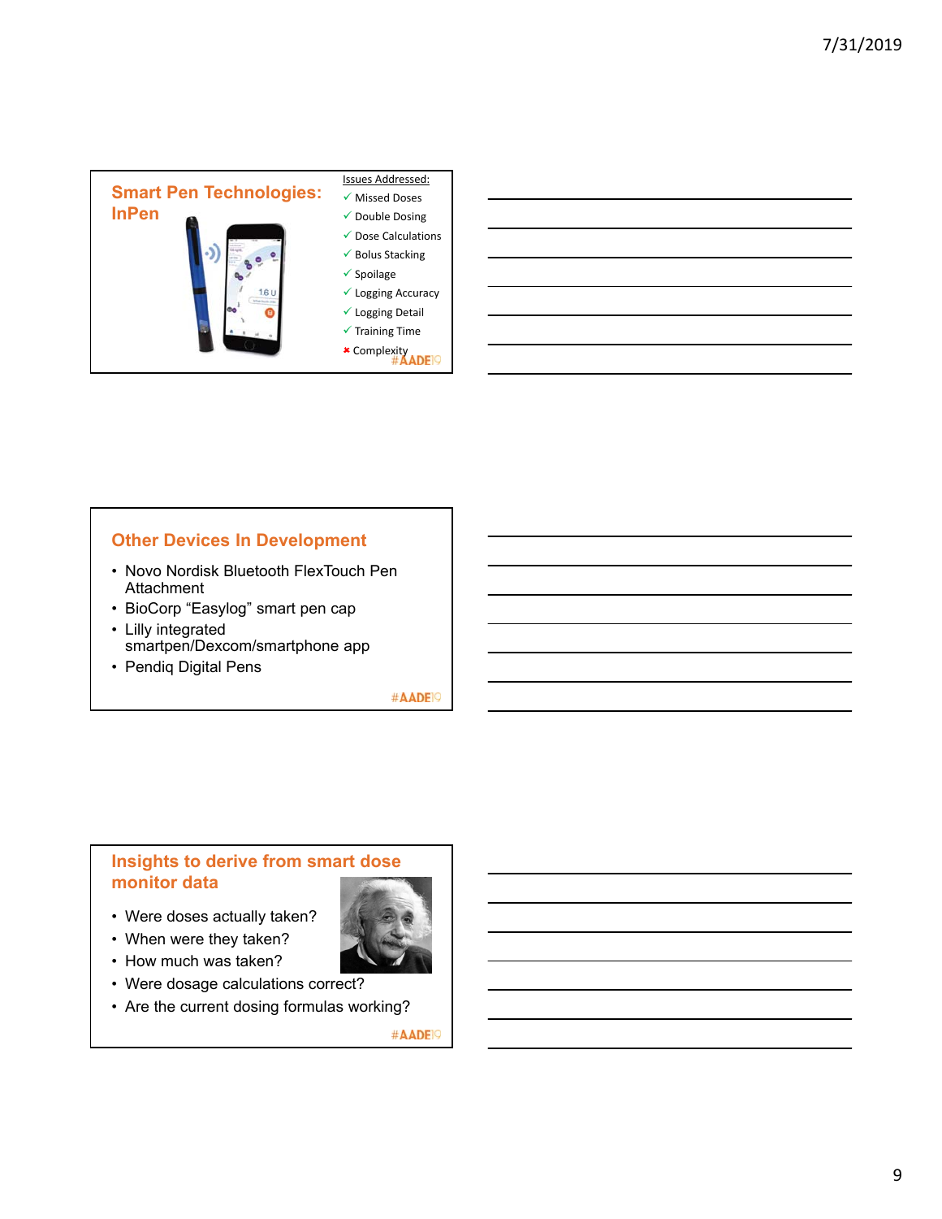## Smart Pen Technologies: InPen

Issues Addressed:

- ✓ Missed Doses
- ✓ Double Dosing
- ✓ Dose Calculations
- ✓ Bolus Stacking
- ✓ Spoilage
- ✓ Logging Accuracy
- ✓ Logging Detail
- ✓ Training Time
- ✖ Complexity

#AADE19

## Other Devices In Development

- Novo Nordisk Bluetooth FlexTouch Pen Attachment
- BioCorp "Easylog" smart pen cap
- Lilly integrated smartpen/Dexcom/smartphone app
- Pendiq Digital Pens

#AADE19

## Insights to derive from smart dose monitor data

- Were doses actually taken?
- When were they taken?
- How much was taken?
- Were dosage calculations correct?
- Are the current dosing formulas working?

#AADE19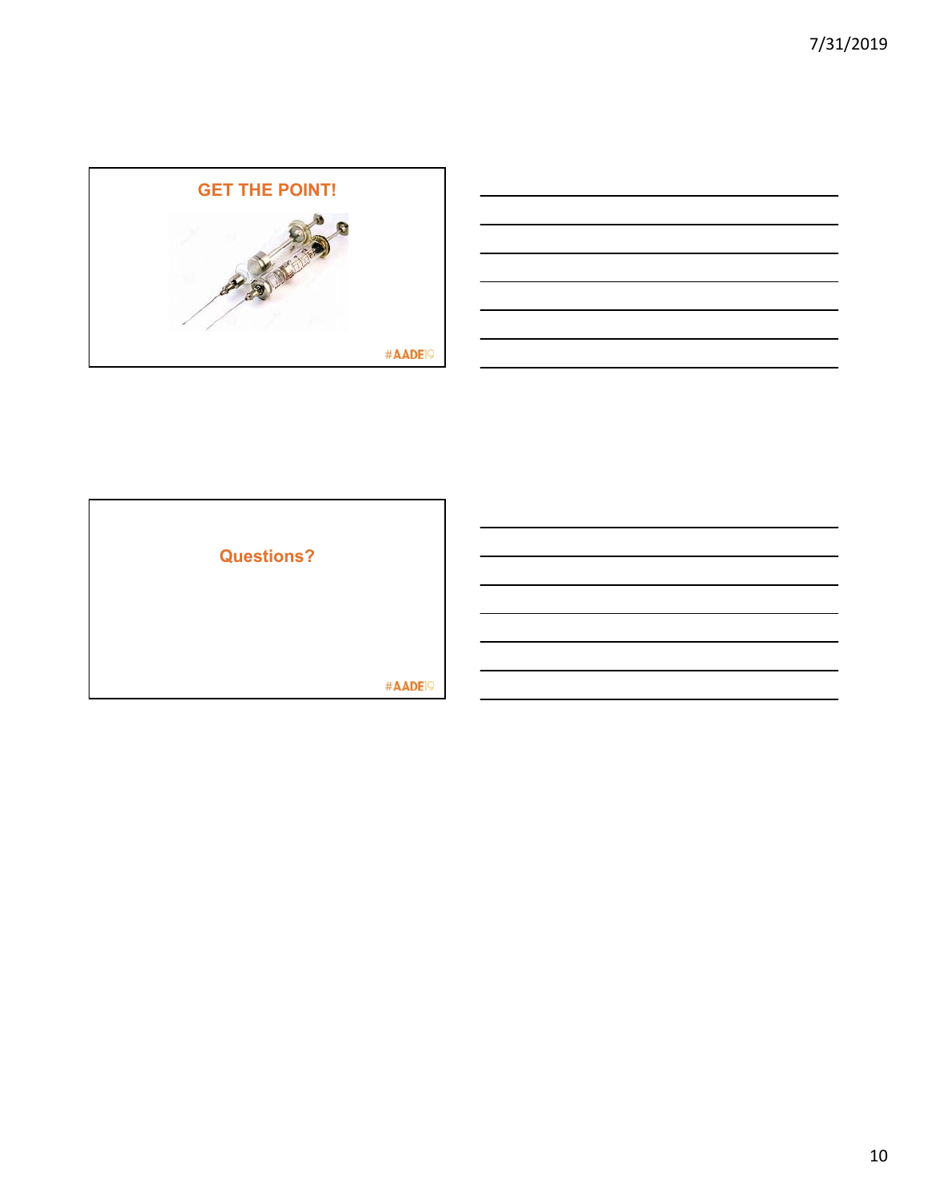## GET THE POINT!

#AADE19

## Questions?

#AADE19